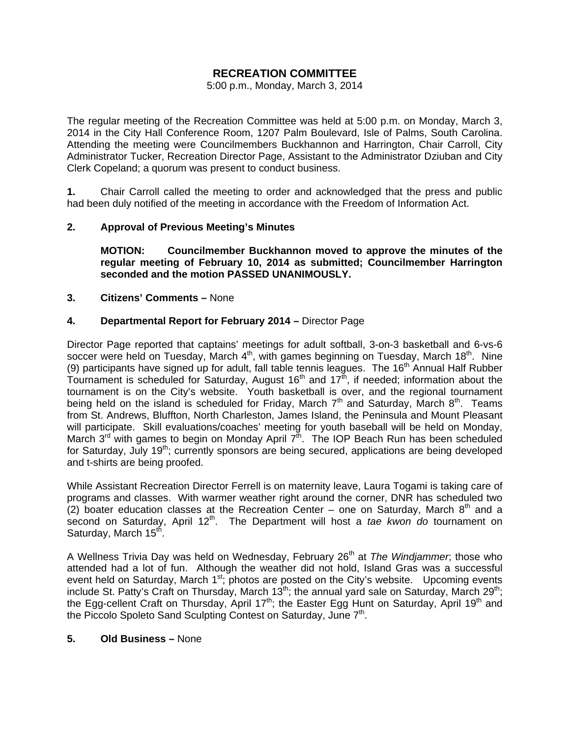# RECREATION COMMITTEE

5:00 p.m., Monday, March 3, 2014

The regular meeting of the Recreation Committee was held at 5:00 p.m. on Monday, March 3, 2014 in the City Hall Conference Room, 1207 Palm Boulevard, Isle of Palms, South Carolina. Attending the meeting were Councilmembers Buckhannon and Harrington, Chair Carroll, City Administrator Tucker, Recreation Director Page, Assistant to the Administrator Dziuban and City Clerk Copeland; a quorum was present to conduct business.

**1.** Chair Carroll called the meeting to order and acknowledged that the press and public had been duly notified of the meeting in accordance with the Freedom of Information Act.

**2. Approval of Previous Meeting's Minutes**

> **MOTION: Councilmember Buckhannon moved to approve the minutes of the regular meeting of February 10, 2014 as submitted; Councilmember Harrington seconded and the motion PASSED UNANIMOUSLY.**

**3. Citizens' Comments –** None

**4. Departmental Report for February 2014 –** Director Page

Director Page reported that captains' meetings for adult softball, 3-on-3 basketball and 6-vs-6 soccer were held on Tuesday, March 4th, with games beginning on Tuesday, March 18th. Nine (9) participants have signed up for adult, fall table tennis leagues. The 16th Annual Half Rubber Tournament is scheduled for Saturday, August 16th and 17th, if needed; information about the tournament is on the City's website. Youth basketball is over, and the regional tournament being held on the island is scheduled for Friday, March 7th and Saturday, March 8th. Teams from St. Andrews, Bluffton, North Charleston, James Island, the Peninsula and Mount Pleasant will participate. Skill evaluations/coaches' meeting for youth baseball will be held on Monday, March 3rd with games to begin on Monday April 7th. The IOP Beach Run has been scheduled for Saturday, July 19th; currently sponsors are being secured, applications are being developed and t-shirts are being proofed.

While Assistant Recreation Director Ferrell is on maternity leave, Laura Togami is taking care of programs and classes. With warmer weather right around the corner, DNR has scheduled two (2) boater education classes at the Recreation Center – one on Saturday, March 8th and a second on Saturday, April 12th. The Department will host a *tae kwon do* tournament on Saturday, March 15th.

A Wellness Trivia Day was held on Wednesday, February 26th at *The Windjammer*; those who attended had a lot of fun. Although the weather did not hold, Island Gras was a successful event held on Saturday, March 1st; photos are posted on the City's website. Upcoming events include St. Patty's Craft on Thursday, March 13th; the annual yard sale on Saturday, March 29th; the Egg-cellent Craft on Thursday, April 17th; the Easter Egg Hunt on Saturday, April 19th and the Piccolo Spoleto Sand Sculpting Contest on Saturday, June 7th.

**5. Old Business –** None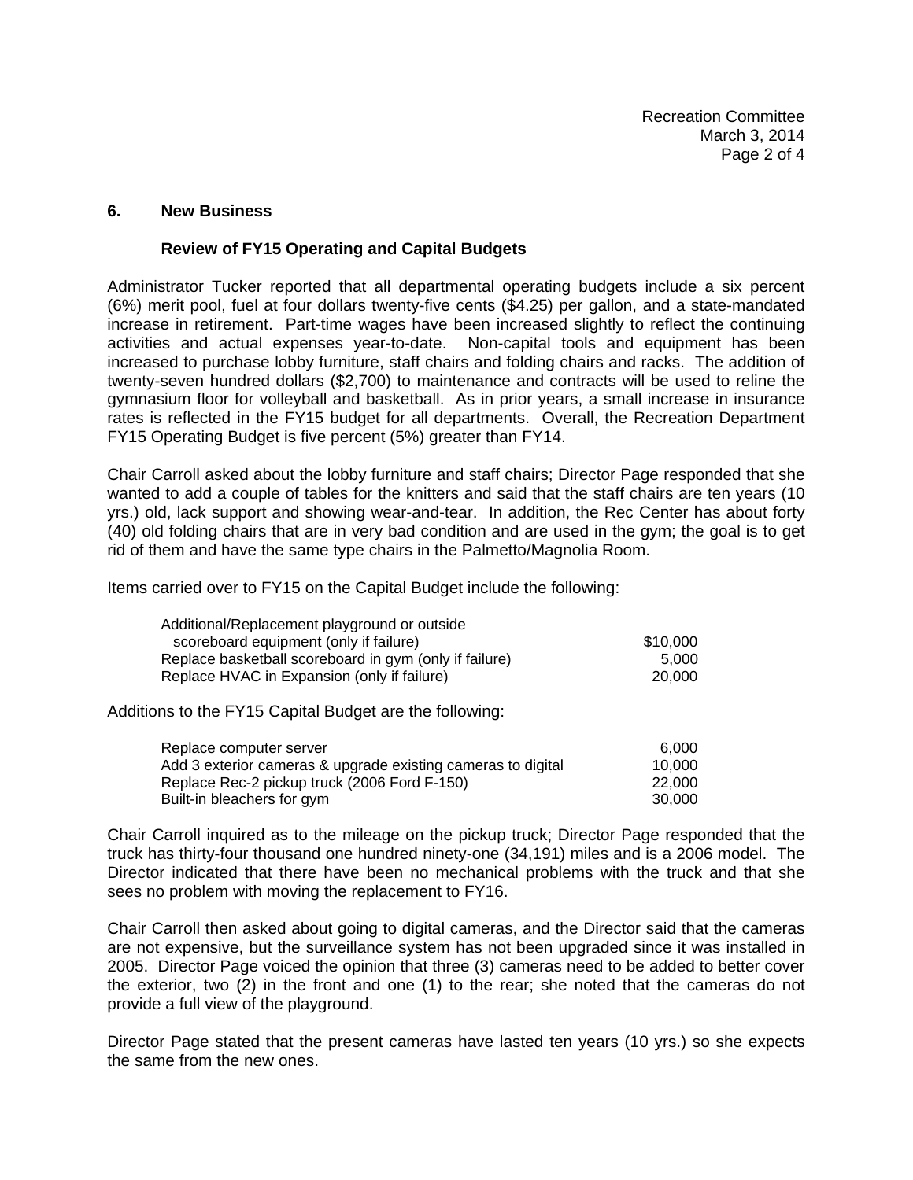### 6. New Business

#### Review of FY15 Operating and Capital Budgets

Administrator Tucker reported that all departmental operating budgets include a six percent (6%) merit pool, fuel at four dollars twenty-five cents ($4.25) per gallon, and a state-mandated increase in retirement. Part-time wages have been increased slightly to reflect the continuing activities and actual expenses year-to-date. Non-capital tools and equipment has been increased to purchase lobby furniture, staff chairs and folding chairs and racks. The addition of twenty-seven hundred dollars ($2,700) to maintenance and contracts will be used to reline the gymnasium floor for volleyball and basketball. As in prior years, a small increase in insurance rates is reflected in the FY15 budget for all departments. Overall, the Recreation Department FY15 Operating Budget is five percent (5%) greater than FY14.

Chair Carroll asked about the lobby furniture and staff chairs; Director Page responded that she wanted to add a couple of tables for the knitters and said that the staff chairs are ten years (10 yrs.) old, lack support and showing wear-and-tear. In addition, the Rec Center has about forty (40) old folding chairs that are in very bad condition and are used in the gym; the goal is to get rid of them and have the same type chairs in the Palmetto/Magnolia Room.

Items carried over to FY15 on the Capital Budget include the following:

| Item | Amount |
|---|---|
| Additional/Replacement playground or outside scoreboard equipment (only if failure) | $10,000 |
| Replace basketball scoreboard in gym (only if failure) | 5,000 |
| Replace HVAC in Expansion (only if failure) | 20,000 |

Additions to the FY15 Capital Budget are the following:

| Item | Amount |
|---|---|
| Replace computer server | 6,000 |
| Add 3 exterior cameras & upgrade existing cameras to digital | 10,000 |
| Replace Rec-2 pickup truck (2006 Ford F-150) | 22,000 |
| Built-in bleachers for gym | 30,000 |

Chair Carroll inquired as to the mileage on the pickup truck; Director Page responded that the truck has thirty-four thousand one hundred ninety-one (34,191) miles and is a 2006 model. The Director indicated that there have been no mechanical problems with the truck and that she sees no problem with moving the replacement to FY16.

Chair Carroll then asked about going to digital cameras, and the Director said that the cameras are not expensive, but the surveillance system has not been upgraded since it was installed in 2005. Director Page voiced the opinion that three (3) cameras need to be added to better cover the exterior, two (2) in the front and one (1) to the rear; she noted that the cameras do not provide a full view of the playground.

Director Page stated that the present cameras have lasted ten years (10 yrs.) so she expects the same from the new ones.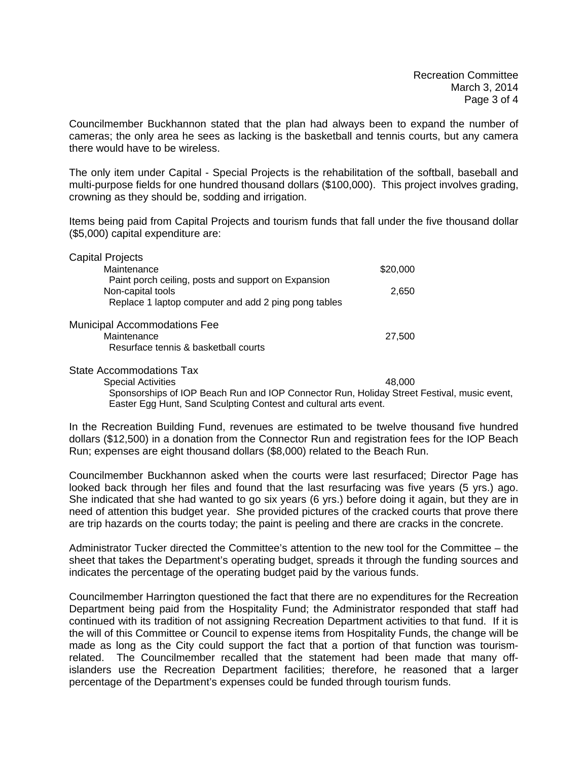Councilmember Buckhannon stated that the plan had always been to expand the number of cameras; the only area he sees as lacking is the basketball and tennis courts, but any camera there would have to be wireless.

The only item under Capital - Special Projects is the rehabilitation of the softball, baseball and multi-purpose fields for one hundred thousand dollars ($100,000). This project involves grading, crowning as they should be, sodding and irrigation.

Items being paid from Capital Projects and tourism funds that fall under the five thousand dollar ($5,000) capital expenditure are:

| | |
|---|---|
| **Capital Projects** | |
| Maintenance | $20,000 |
| Paint porch ceiling, posts and support on Expansion | |
| Non-capital tools | 2,650 |
| Replace 1 laptop computer and add 2 ping pong tables | |
| **Municipal Accommodations Fee** | |
| Maintenance | 27,500 |
| Resurface tennis & basketball courts | |
| **State Accommodations Tax** | |
| Special Activities | 48,000 |
| Sponsorships of IOP Beach Run and IOP Connector Run, Holiday Street Festival, music event, Easter Egg Hunt, Sand Sculpting Contest and cultural arts event. | |

In the Recreation Building Fund, revenues are estimated to be twelve thousand five hundred dollars ($12,500) in a donation from the Connector Run and registration fees for the IOP Beach Run; expenses are eight thousand dollars ($8,000) related to the Beach Run.

Councilmember Buckhannon asked when the courts were last resurfaced; Director Page has looked back through her files and found that the last resurfacing was five years (5 yrs.) ago. She indicated that she had wanted to go six years (6 yrs.) before doing it again, but they are in need of attention this budget year. She provided pictures of the cracked courts that prove there are trip hazards on the courts today; the paint is peeling and there are cracks in the concrete.

Administrator Tucker directed the Committee's attention to the new tool for the Committee – the sheet that takes the Department's operating budget, spreads it through the funding sources and indicates the percentage of the operating budget paid by the various funds.

Councilmember Harrington questioned the fact that there are no expenditures for the Recreation Department being paid from the Hospitality Fund; the Administrator responded that staff had continued with its tradition of not assigning Recreation Department activities to that fund. If it is the will of this Committee or Council to expense items from Hospitality Funds, the change will be made as long as the City could support the fact that a portion of that function was tourism-related. The Councilmember recalled that the statement had been made that many off-islanders use the Recreation Department facilities; therefore, he reasoned that a larger percentage of the Department's expenses could be funded through tourism funds.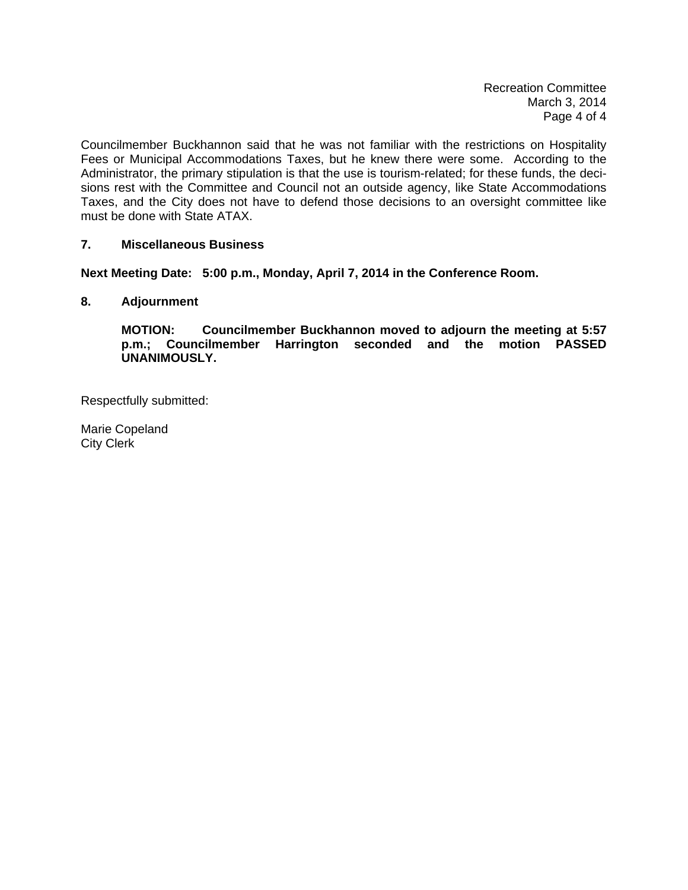Councilmember Buckhannon said that he was not familiar with the restrictions on Hospitality Fees or Municipal Accommodations Taxes, but he knew there were some. According to the Administrator, the primary stipulation is that the use is tourism-related; for these funds, the decisions rest with the Committee and Council not an outside agency, like State Accommodations Taxes, and the City does not have to defend those decisions to an oversight committee like must be done with State ATAX.

**7. Miscellaneous Business**

**Next Meeting Date: 5:00 p.m., Monday, April 7, 2014 in the Conference Room.**

**8. Adjournment**

**MOTION: Councilmember Buckhannon moved to adjourn the meeting at 5:57 p.m.; Councilmember Harrington seconded and the motion PASSED UNANIMOUSLY.**

Respectfully submitted:

Marie Copeland
City Clerk